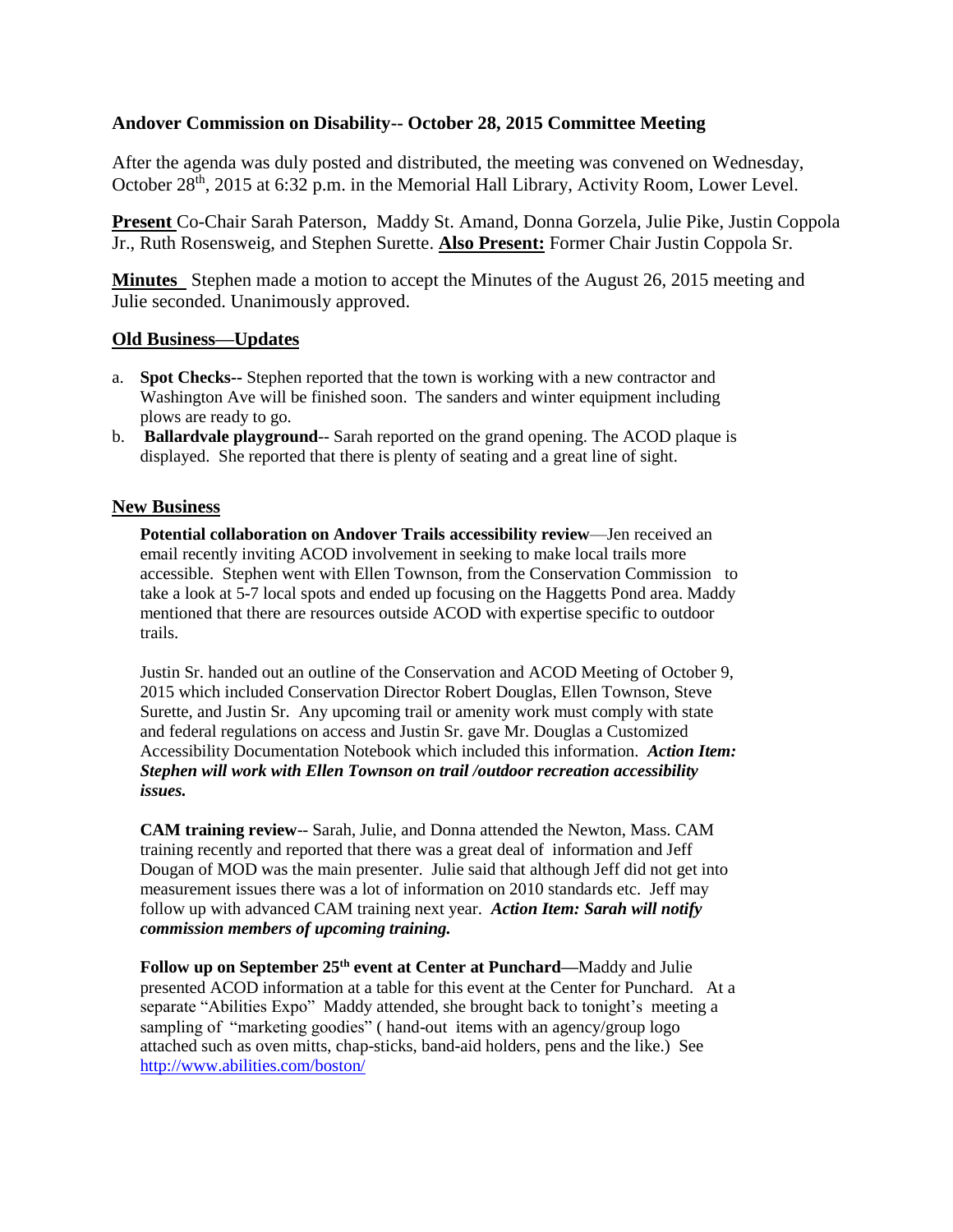## Andover Commission on Disability-- October 28, 2015 Committee Meeting

After the agenda was duly posted and distributed, the meeting was convened on Wednesday, October 28th, 2015 at 6:32 p.m. in the Memorial Hall Library, Activity Room, Lower Level.

**Present** Co-Chair Sarah Paterson, Maddy St. Amand, Donna Gorzela, Julie Pike, Justin Coppola Jr., Ruth Rosensweig, and Stephen Surette. **Also Present:** Former Chair Justin Coppola Sr.

**Minutes** Stephen made a motion to accept the Minutes of the August 26, 2015 meeting and Julie seconded. Unanimously approved.

### Old Business—Updates

a. **Spot Checks--** Stephen reported that the town is working with a new contractor and Washington Ave will be finished soon. The sanders and winter equipment including plows are ready to go.
b. **Ballardvale playground**-- Sarah reported on the grand opening. The ACOD plaque is displayed. She reported that there is plenty of seating and a great line of sight.

### New Business

**Potential collaboration on Andover Trails accessibility review**—Jen received an email recently inviting ACOD involvement in seeking to make local trails more accessible. Stephen went with Ellen Townson, from the Conservation Commission to take a look at 5-7 local spots and ended up focusing on the Haggetts Pond area. Maddy mentioned that there are resources outside ACOD with expertise specific to outdoor trails.

Justin Sr. handed out an outline of the Conservation and ACOD Meeting of October 9, 2015 which included Conservation Director Robert Douglas, Ellen Townson, Steve Surette, and Justin Sr. Any upcoming trail or amenity work must comply with state and federal regulations on access and Justin Sr. gave Mr. Douglas a Customized Accessibility Documentation Notebook which included this information. ***Action Item: Stephen will work with Ellen Townson on trail /outdoor recreation accessibility issues.***

**CAM training review**-- Sarah, Julie, and Donna attended the Newton, Mass. CAM training recently and reported that there was a great deal of information and Jeff Dougan of MOD was the main presenter. Julie said that although Jeff did not get into measurement issues there was a lot of information on 2010 standards etc. Jeff may follow up with advanced CAM training next year. ***Action Item: Sarah will notify commission members of upcoming training.***

**Follow up on September 25th event at Center at Punchard—**Maddy and Julie presented ACOD information at a table for this event at the Center for Punchard. At a separate "Abilities Expo" Maddy attended, she brought back to tonight's meeting a sampling of "marketing goodies" ( hand-out items with an agency/group logo attached such as oven mitts, chap-sticks, band-aid holders, pens and the like.) See http://www.abilities.com/boston/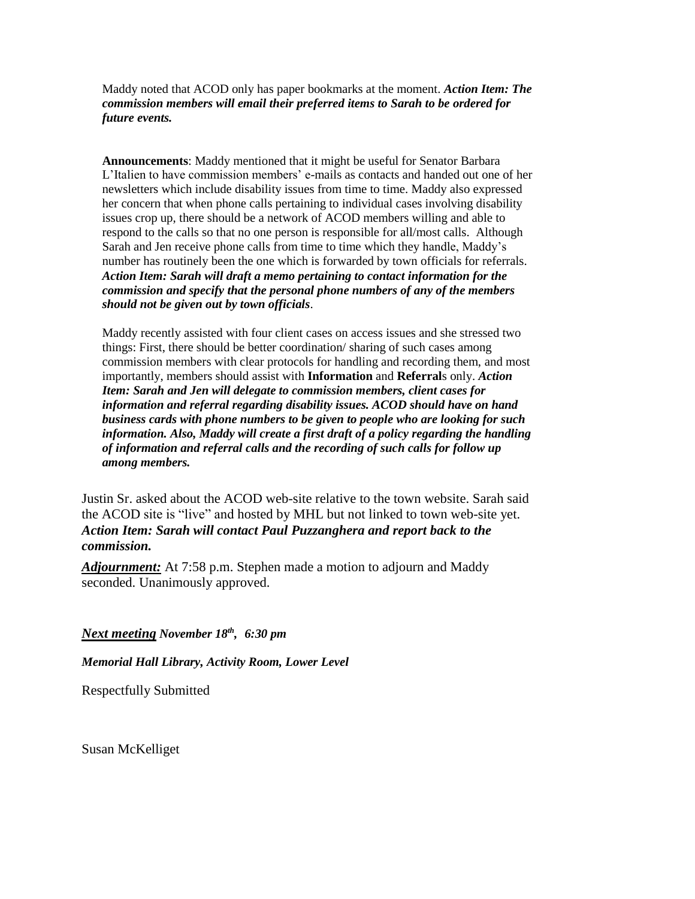Maddy noted that ACOD only has paper bookmarks at the moment. ***Action Item: The commission members will email their preferred items to Sarah to be ordered for future events.***

**Announcements**: Maddy mentioned that it might be useful for Senator Barbara L'Italien to have commission members' e-mails as contacts and handed out one of her newsletters which include disability issues from time to time. Maddy also expressed her concern that when phone calls pertaining to individual cases involving disability issues crop up, there should be a network of ACOD members willing and able to respond to the calls so that no one person is responsible for all/most calls. Although Sarah and Jen receive phone calls from time to time which they handle, Maddy's number has routinely been the one which is forwarded by town officials for referrals. ***Action Item: Sarah will draft a memo pertaining to contact information for the commission and specify that the personal phone numbers of any of the members should not be given out by town officials***.

Maddy recently assisted with four client cases on access issues and she stressed two things: First, there should be better coordination/ sharing of such cases among commission members with clear protocols for handling and recording them, and most importantly, members should assist with **Information** and **Referral**s only. ***Action Item: Sarah and Jen will delegate to commission members, client cases for information and referral regarding disability issues. ACOD should have on hand business cards with phone numbers to be given to people who are looking for such information. Also, Maddy will create a first draft of a policy regarding the handling of information and referral calls and the recording of such calls for follow up among members.***

Justin Sr. asked about the ACOD web-site relative to the town website. Sarah said the ACOD site is "live" and hosted by MHL but not linked to town web-site yet. ***Action Item: Sarah will contact Paul Puzzanghera and report back to the commission.***

***Adjournment:*** At 7:58 p.m. Stephen made a motion to adjourn and Maddy seconded. Unanimously approved.

***Next meeting** November 18th, 6:30 pm*

***Memorial Hall Library, Activity Room, Lower Level***

Respectfully Submitted

Susan McKelliget